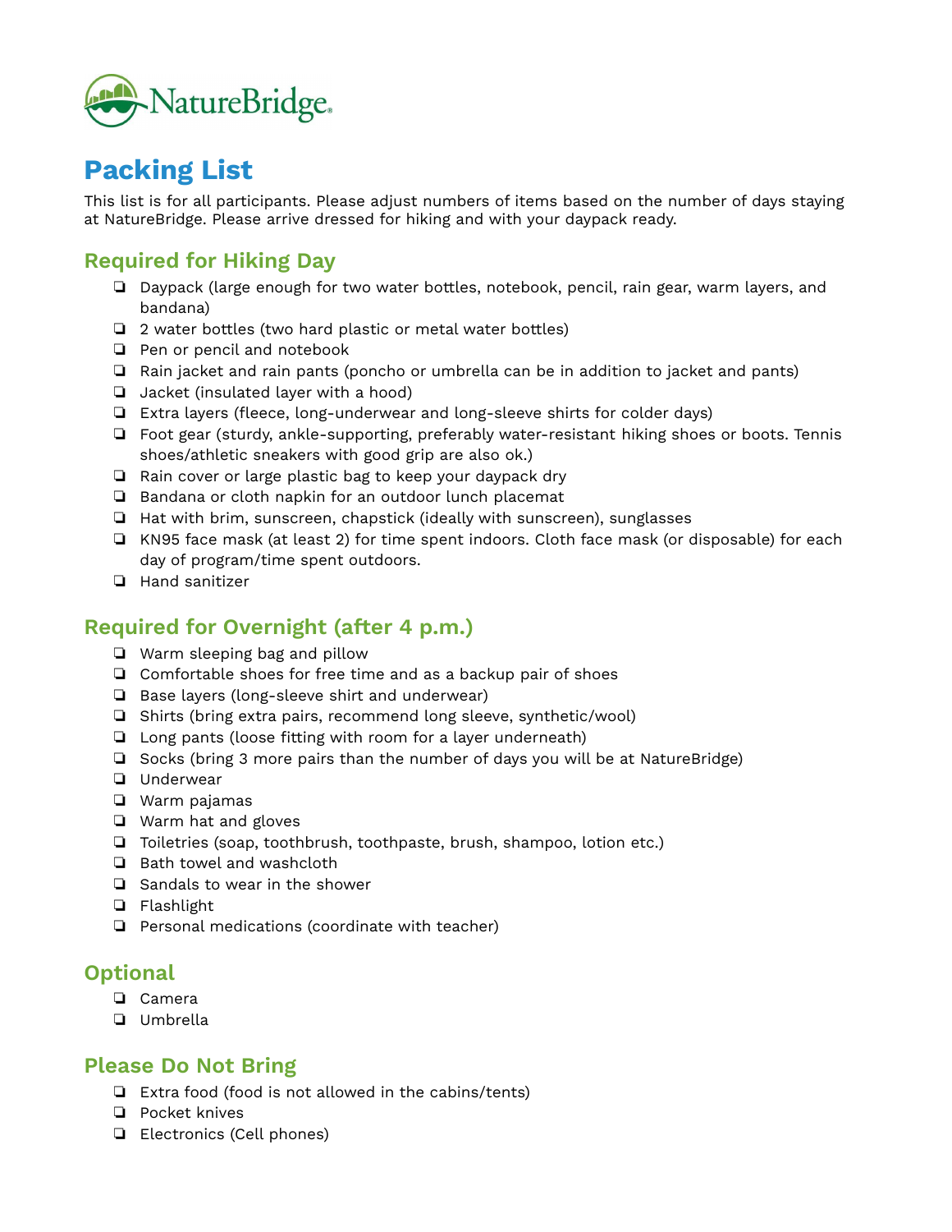NatureBridge

# Packing List

This list is for all participants. Please adjust numbers of items based on the number of days staying at NatureBridge. Please arrive dressed for hiking and with your daypack ready.

## Required for Hiking Day

- ❏ Daypack (large enough for two water bottles, notebook, pencil, rain gear, warm layers, and bandana)
- ❏ 2 water bottles (two hard plastic or metal water bottles)
- ❏ Pen or pencil and notebook
- ❏ Rain jacket and rain pants (poncho or umbrella can be in addition to jacket and pants)
- ❏ Jacket (insulated layer with a hood)
- ❏ Extra layers (fleece, long-underwear and long-sleeve shirts for colder days)
- ❏ Foot gear (sturdy, ankle-supporting, preferably water-resistant hiking shoes or boots. Tennis shoes/athletic sneakers with good grip are also ok.)
- ❏ Rain cover or large plastic bag to keep your daypack dry
- ❏ Bandana or cloth napkin for an outdoor lunch placemat
- ❏ Hat with brim, sunscreen, chapstick (ideally with sunscreen), sunglasses
- ❏ KN95 face mask (at least 2) for time spent indoors. Cloth face mask (or disposable) for each day of program/time spent outdoors.
- ❏ Hand sanitizer

## Required for Overnight (after 4 p.m.)

- ❏ Warm sleeping bag and pillow
- ❏ Comfortable shoes for free time and as a backup pair of shoes
- ❏ Base layers (long-sleeve shirt and underwear)
- ❏ Shirts (bring extra pairs, recommend long sleeve, synthetic/wool)
- ❏ Long pants (loose fitting with room for a layer underneath)
- ❏ Socks (bring 3 more pairs than the number of days you will be at NatureBridge)
- ❏ Underwear
- ❏ Warm pajamas
- ❏ Warm hat and gloves
- ❏ Toiletries (soap, toothbrush, toothpaste, brush, shampoo, lotion etc.)
- ❏ Bath towel and washcloth
- ❏ Sandals to wear in the shower
- ❏ Flashlight
- ❏ Personal medications (coordinate with teacher)

## Optional

- ❏ Camera
- ❏ Umbrella

## Please Do Not Bring

- ❏ Extra food (food is not allowed in the cabins/tents)
- ❏ Pocket knives
- ❏ Electronics (Cell phones)